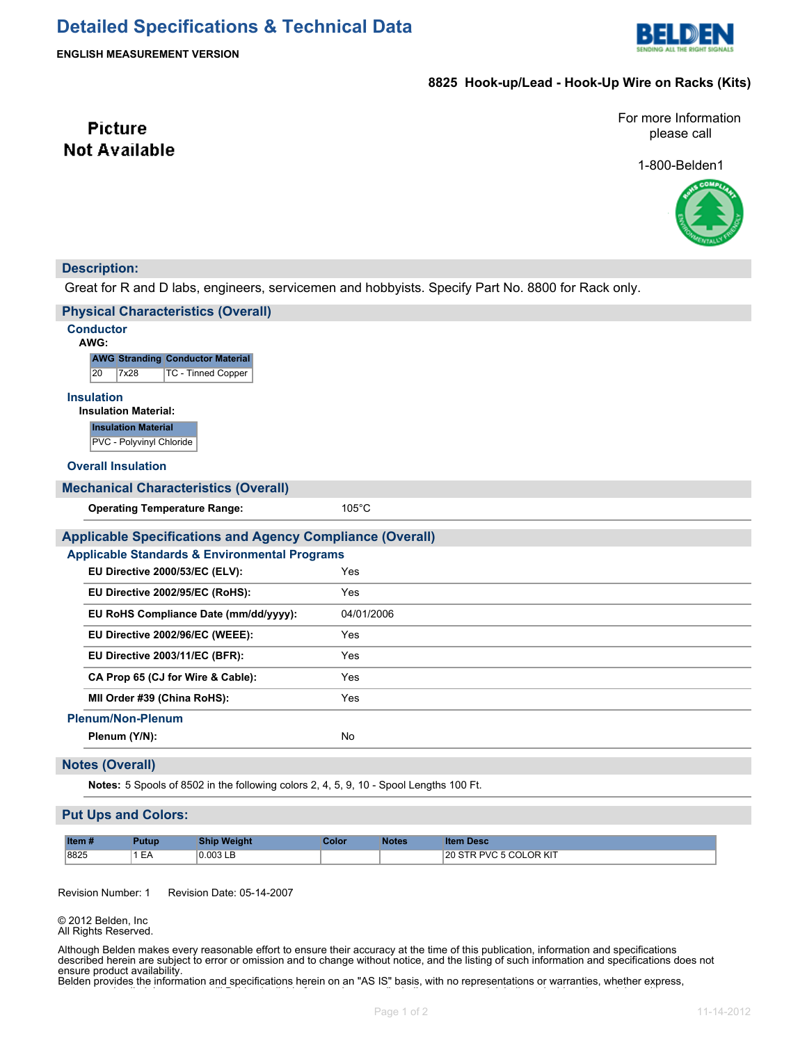# Detailed Specifications & Technical Data

**ENGLISH MEASUREMENT VERSION**

**8825 Hook-up/Lead - Hook-Up Wire on Racks (Kits)**

Picture Not Available

For more Information please call

1-800-Belden1

## Description:

Great for R and D labs, engineers, servicemen and hobbyists. Specify Part No. 8800 for Rack only.

## Physical Characteristics (Overall)

### Conductor

**AWG:**

| AWG | Stranding | Conductor Material |
|---|---|---|
| 20 | 7x28 | TC - Tinned Copper |

### Insulation

**Insulation Material:**

| Insulation Material |
|---|
| PVC - Polyvinyl Chloride |

### Overall Insulation

## Mechanical Characteristics (Overall)

| | |
|---|---|
| **Operating Temperature Range:** | 105°C |

## Applicable Specifications and Agency Compliance (Overall)

### Applicable Standards & Environmental Programs

| | |
|---|---|
| **EU Directive 2000/53/EC (ELV):** | Yes |
| **EU Directive 2002/95/EC (RoHS):** | Yes |
| **EU RoHS Compliance Date (mm/dd/yyyy):** | 04/01/2006 |
| **EU Directive 2002/96/EC (WEEE):** | Yes |
| **EU Directive 2003/11/EC (BFR):** | Yes |
| **CA Prop 65 (CJ for Wire & Cable):** | Yes |
| **MII Order #39 (China RoHS):** | Yes |

### Plenum/Non-Plenum

| | |
|---|---|
| **Plenum (Y/N):** | No |

## Notes (Overall)

**Notes:** 5 Spools of 8502 in the following colors 2, 4, 5, 9, 10 - Spool Lengths 100 Ft.

## Put Ups and Colors:

| Item # | Putup | Ship Weight | Color | Notes | Item Desc |
|---|---|---|---|---|---|
| 8825 | 1 EA | 0.003 LB | | | 20 STR PVC 5 COLOR KIT |

Revision Number: 1 Revision Date: 05-14-2007

© 2012 Belden, Inc
All Rights Reserved.

Although Belden makes every reasonable effort to ensure their accuracy at the time of this publication, information and specifications described herein are subject to error or omission and to change without notice, and the listing of such information and specifications does not ensure product availability.
Belden provides the information and specifications herein on an "AS IS" basis, with no representations or warranties, whether express,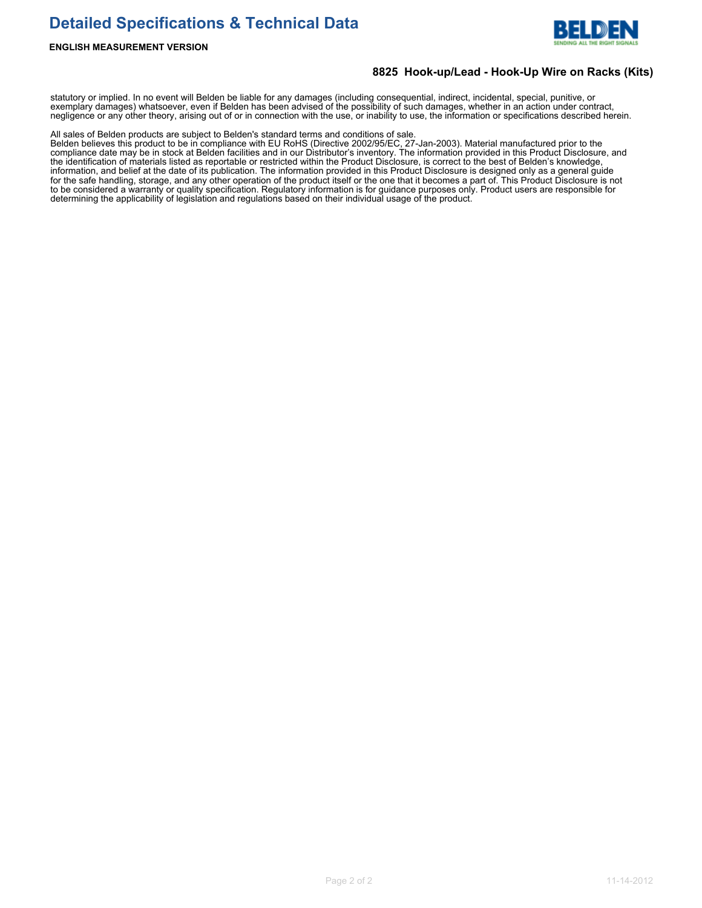statutory or implied. In no event will Belden be liable for any damages (including consequential, indirect, incidental, special, punitive, or exemplary damages) whatsoever, even if Belden has been advised of the possibility of such damages, whether in an action under contract, negligence or any other theory, arising out of or in connection with the use, or inability to use, the information or specifications described herein.

All sales of Belden products are subject to Belden's standard terms and conditions of sale.
Belden believes this product to be in compliance with EU RoHS (Directive 2002/95/EC, 27-Jan-2003). Material manufactured prior to the compliance date may be in stock at Belden facilities and in our Distributor's inventory. The information provided in this Product Disclosure, and the identification of materials listed as reportable or restricted within the Product Disclosure, is correct to the best of Belden's knowledge, information, and belief at the date of its publication. The information provided in this Product Disclosure is designed only as a general guide for the safe handling, storage, and any other operation of the product itself or the one that it becomes a part of. This Product Disclosure is not to be considered a warranty or quality specification. Regulatory information is for guidance purposes only. Product users are responsible for determining the applicability of legislation and regulations based on their individual usage of the product.